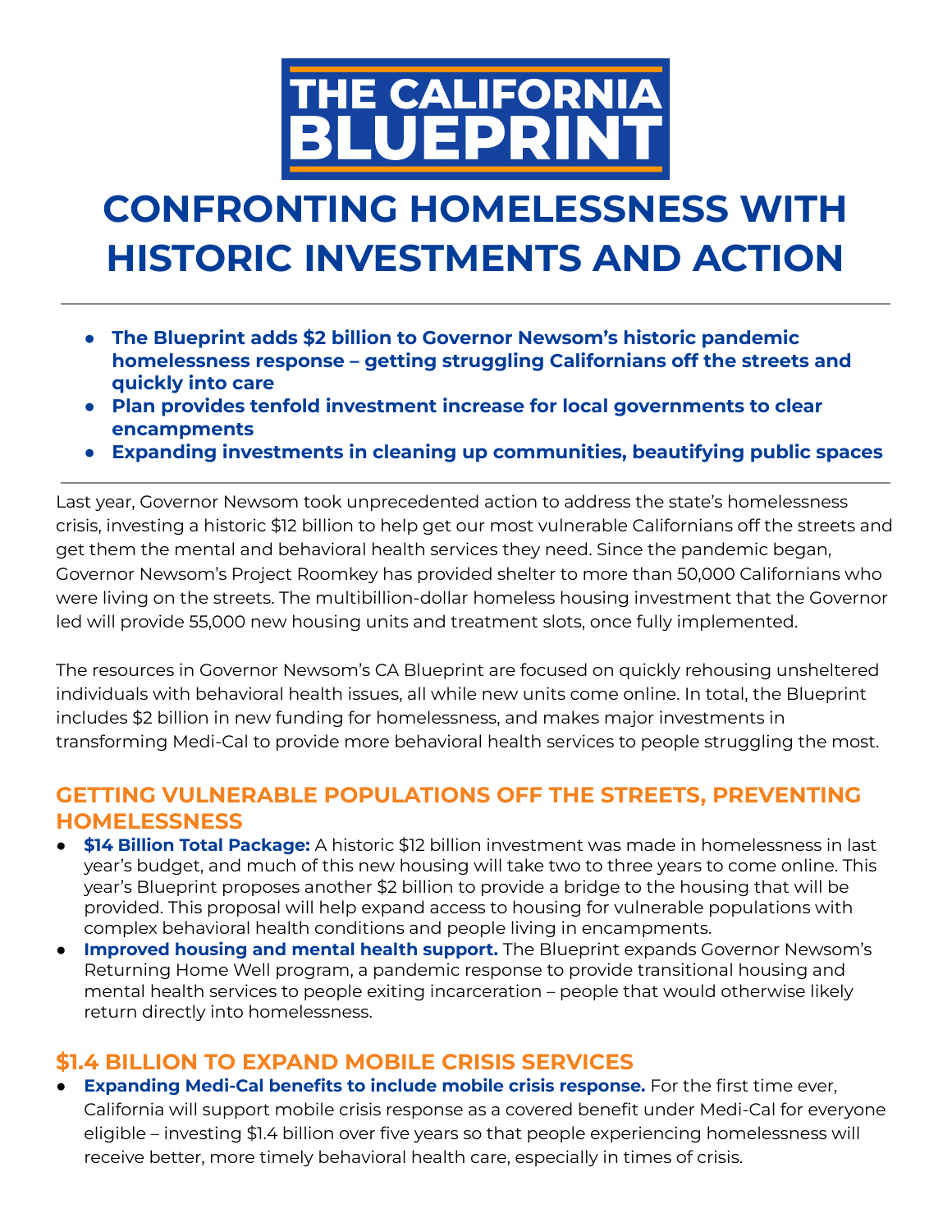# THE CALIFORNIA BLUEPRINT

# CONFRONTING HOMELESSNESS WITH HISTORIC INVESTMENTS AND ACTION

---

- **The Blueprint adds $2 billion to Governor Newsom's historic pandemic homelessness response – getting struggling Californians off the streets and quickly into care**
- **Plan provides tenfold investment increase for local governments to clear encampments**
- **Expanding investments in cleaning up communities, beautifying public spaces**

---

Last year, Governor Newsom took unprecedented action to address the state's homelessness crisis, investing a historic $12 billion to help get our most vulnerable Californians off the streets and get them the mental and behavioral health services they need. Since the pandemic began, Governor Newsom's Project Roomkey has provided shelter to more than 50,000 Californians who were living on the streets. The multibillion-dollar homeless housing investment that the Governor led will provide 55,000 new housing units and treatment slots, once fully implemented.

The resources in Governor Newsom's CA Blueprint are focused on quickly rehousing unsheltered individuals with behavioral health issues, all while new units come online. In total, the Blueprint includes $2 billion in new funding for homelessness, and makes major investments in transforming Medi-Cal to provide more behavioral health services to people struggling the most.

## GETTING VULNERABLE POPULATIONS OFF THE STREETS, PREVENTING HOMELESSNESS

- **$14 Billion Total Package:** A historic $12 billion investment was made in homelessness in last year's budget, and much of this new housing will take two to three years to come online. This year's Blueprint proposes another $2 billion to provide a bridge to the housing that will be provided. This proposal will help expand access to housing for vulnerable populations with complex behavioral health conditions and people living in encampments.
- **Improved housing and mental health support.** The Blueprint expands Governor Newsom's Returning Home Well program, a pandemic response to provide transitional housing and mental health services to people exiting incarceration – people that would otherwise likely return directly into homelessness.

## $1.4 BILLION TO EXPAND MOBILE CRISIS SERVICES

- **Expanding Medi-Cal benefits to include mobile crisis response.** For the first time ever, California will support mobile crisis response as a covered benefit under Medi-Cal for everyone eligible – investing $1.4 billion over five years so that people experiencing homelessness will receive better, more timely behavioral health care, especially in times of crisis.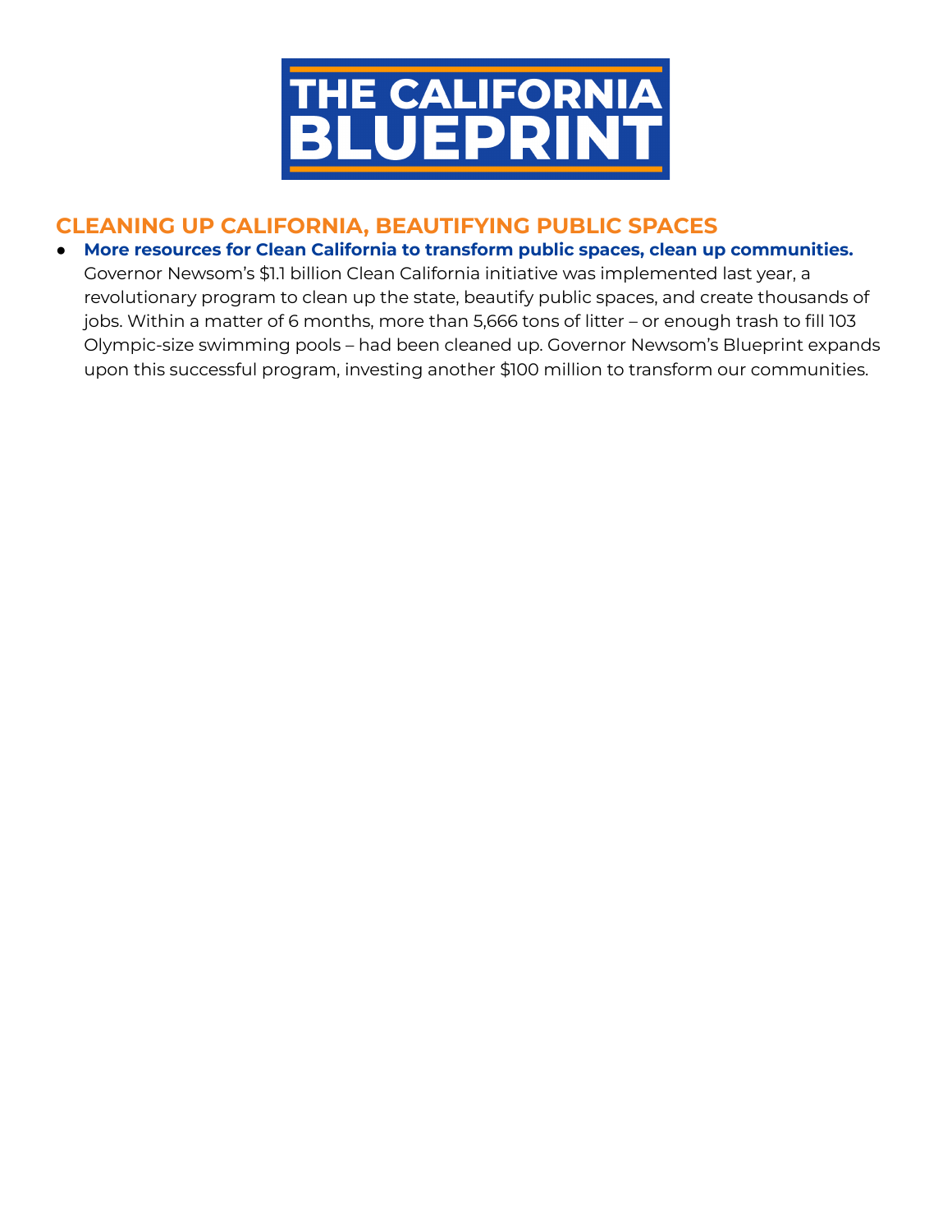# THE CALIFORNIA BLUEPRINT

## CLEANING UP CALIFORNIA, BEAUTIFYING PUBLIC SPACES

- **More resources for Clean California to transform public spaces, clean up communities.** Governor Newsom's $1.1 billion Clean California initiative was implemented last year, a revolutionary program to clean up the state, beautify public spaces, and create thousands of jobs. Within a matter of 6 months, more than 5,666 tons of litter – or enough trash to fill 103 Olympic-size swimming pools – had been cleaned up. Governor Newsom's Blueprint expands upon this successful program, investing another $100 million to transform our communities.